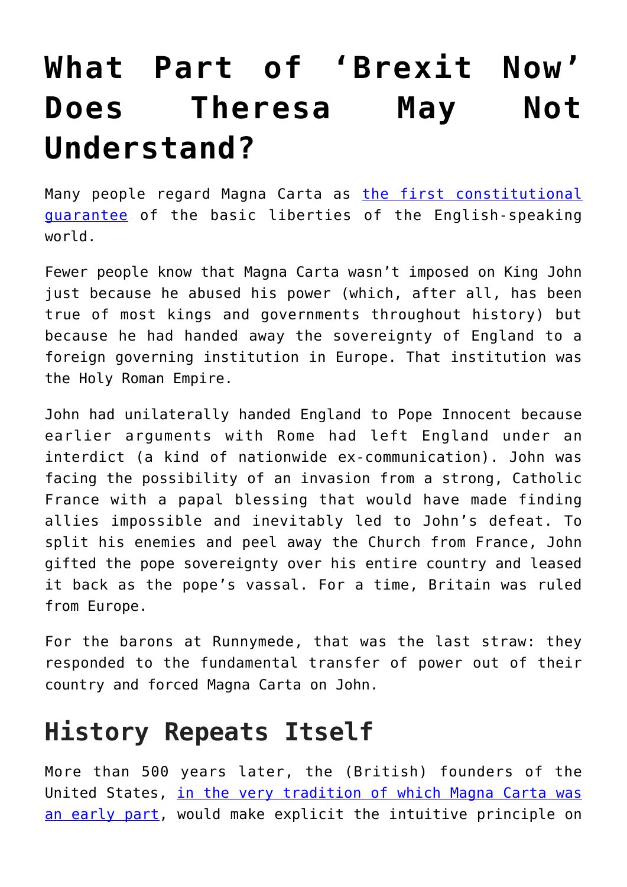# What Part of 'Brexit Now' Does Theresa May Not Understand?

Many people regard Magna Carta as [the first constitutional guarantee]() of the basic liberties of the English-speaking world.

Fewer people know that Magna Carta wasn't imposed on King John just because he abused his power (which, after all, has been true of most kings and governments throughout history) but because he had handed away the sovereignty of England to a foreign governing institution in Europe. That institution was the Holy Roman Empire.

John had unilaterally handed England to Pope Innocent because earlier arguments with Rome had left England under an interdict (a kind of nationwide ex-communication). John was facing the possibility of an invasion from a strong, Catholic France with a papal blessing that would have made finding allies impossible and inevitably led to John's defeat. To split his enemies and peel away the Church from France, John gifted the pope sovereignty over his entire country and leased it back as the pope's vassal. For a time, Britain was ruled from Europe.

For the barons at Runnymede, that was the last straw: they responded to the fundamental transfer of power out of their country and forced Magna Carta on John.

## History Repeats Itself

More than 500 years later, the (British) founders of the United States, [in the very tradition of which Magna Carta was an early part](), would make explicit the intuitive principle on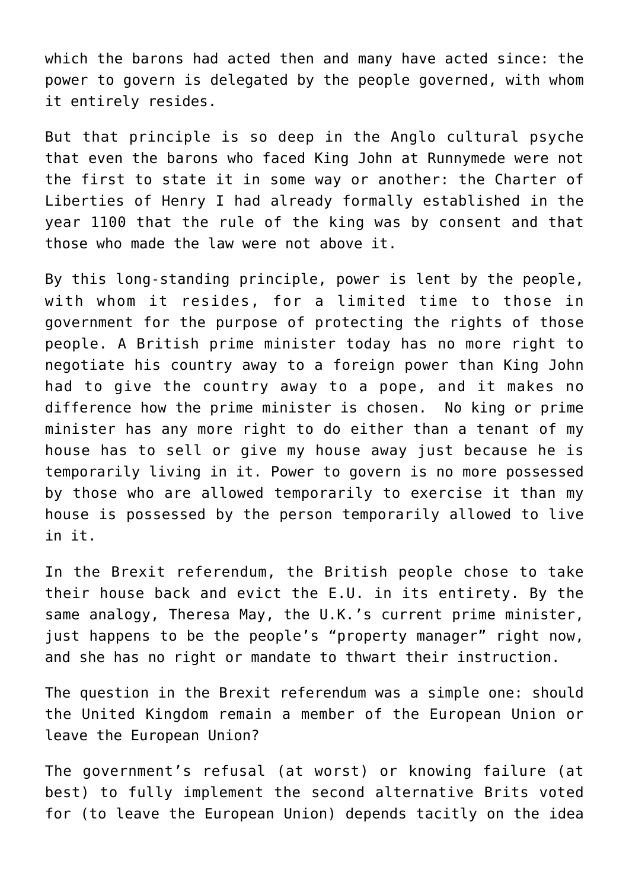which the barons had acted then and many have acted since: the power to govern is delegated by the people governed, with whom it entirely resides.

But that principle is so deep in the Anglo cultural psyche that even the barons who faced King John at Runnymede were not the first to state it in some way or another: the Charter of Liberties of Henry I had already formally established in the year 1100 that the rule of the king was by consent and that those who made the law were not above it.

By this long-standing principle, power is lent by the people, with whom it resides, for a limited time to those in government for the purpose of protecting the rights of those people. A British prime minister today has no more right to negotiate his country away to a foreign power than King John had to give the country away to a pope, and it makes no difference how the prime minister is chosen. No king or prime minister has any more right to do either than a tenant of my house has to sell or give my house away just because he is temporarily living in it. Power to govern is no more possessed by those who are allowed temporarily to exercise it than my house is possessed by the person temporarily allowed to live in it.

In the Brexit referendum, the British people chose to take their house back and evict the E.U. in its entirety. By the same analogy, Theresa May, the U.K.'s current prime minister, just happens to be the people's "property manager" right now, and she has no right or mandate to thwart their instruction.

The question in the Brexit referendum was a simple one: should the United Kingdom remain a member of the European Union or leave the European Union?

The government's refusal (at worst) or knowing failure (at best) to fully implement the second alternative Brits voted for (to leave the European Union) depends tacitly on the idea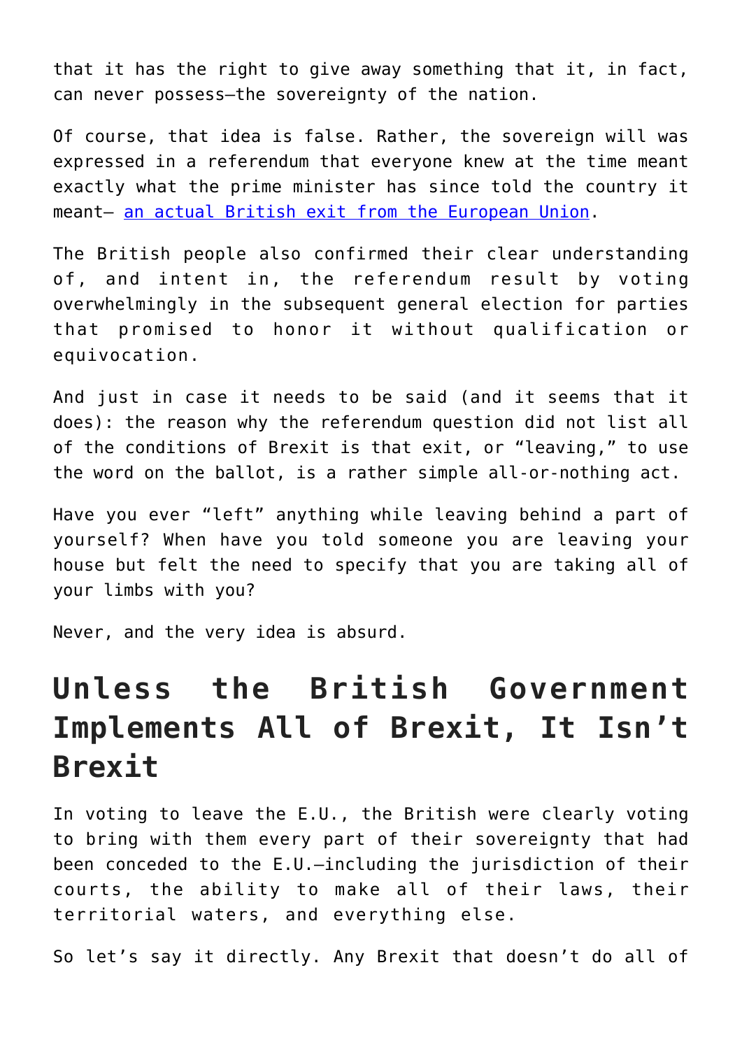that it has the right to give away something that it, in fact, can never possess—the sovereignty of the nation.

Of course, that idea is false. Rather, the sovereign will was expressed in a referendum that everyone knew at the time meant exactly what the prime minister has since told the country it meant— [an actual British exit from the European Union](#).

The British people also confirmed their clear understanding of, and intent in, the referendum result by voting overwhelmingly in the subsequent general election for parties that promised to honor it without qualification or equivocation.

And just in case it needs to be said (and it seems that it does): the reason why the referendum question did not list all of the conditions of Brexit is that exit, or "leaving," to use the word on the ballot, is a rather simple all-or-nothing act.

Have you ever "left" anything while leaving behind a part of yourself? When have you told someone you are leaving your house but felt the need to specify that you are taking all of your limbs with you?

Never, and the very idea is absurd.

## Unless the British Government Implements All of Brexit, It Isn't Brexit

In voting to leave the E.U., the British were clearly voting to bring with them every part of their sovereignty that had been conceded to the E.U.—including the jurisdiction of their courts, the ability to make all of their laws, their territorial waters, and everything else.

So let's say it directly. Any Brexit that doesn't do all of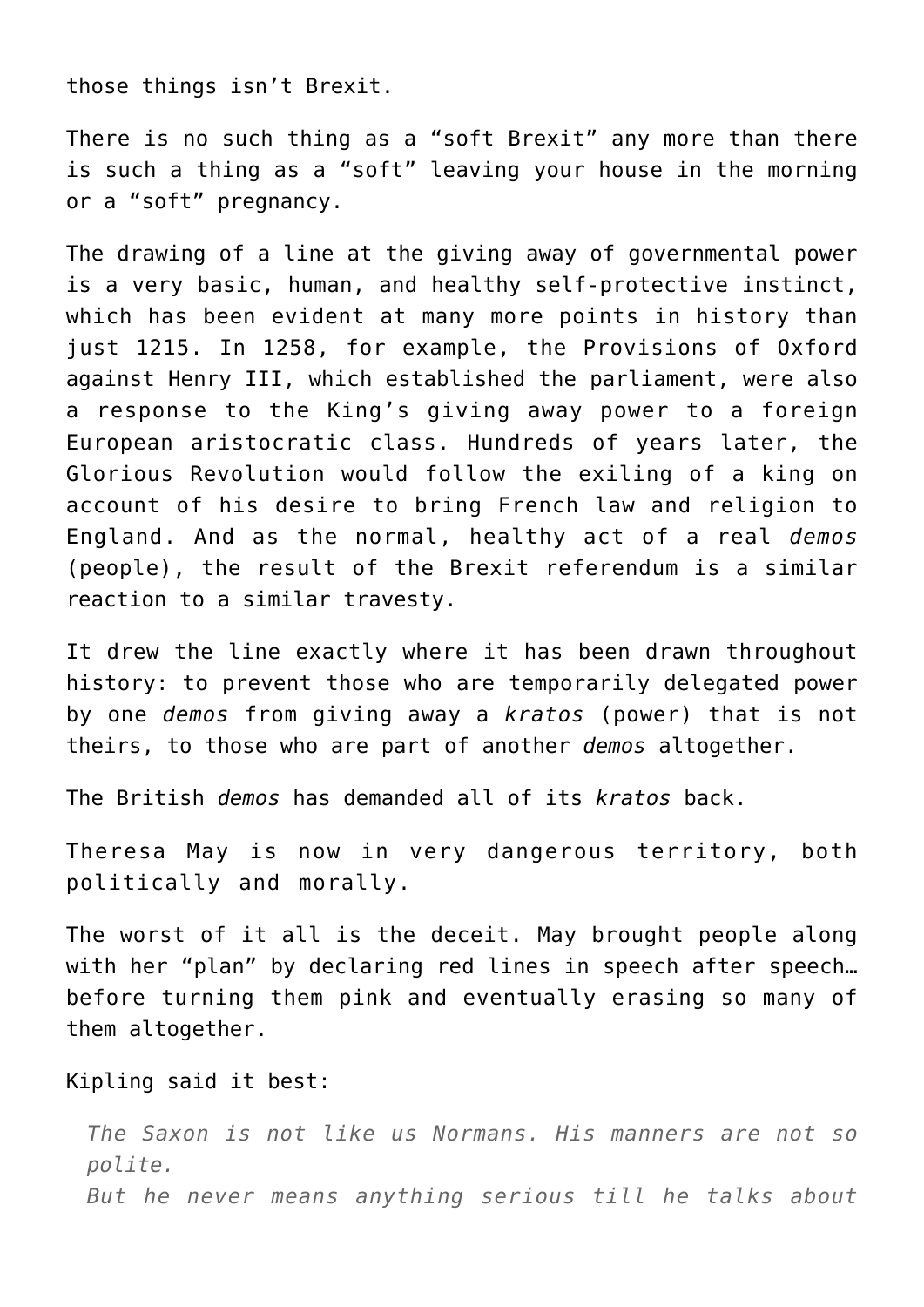those things isn't Brexit.

There is no such thing as a "soft Brexit" any more than there is such a thing as a "soft" leaving your house in the morning or a "soft" pregnancy.

The drawing of a line at the giving away of governmental power is a very basic, human, and healthy self-protective instinct, which has been evident at many more points in history than just 1215. In 1258, for example, the Provisions of Oxford against Henry III, which established the parliament, were also a response to the King's giving away power to a foreign European aristocratic class. Hundreds of years later, the Glorious Revolution would follow the exiling of a king on account of his desire to bring French law and religion to England. And as the normal, healthy act of a real *demos* (people), the result of the Brexit referendum is a similar reaction to a similar travesty.

It drew the line exactly where it has been drawn throughout history: to prevent those who are temporarily delegated power by one *demos* from giving away a *kratos* (power) that is not theirs, to those who are part of another *demos* altogether.

The British *demos* has demanded all of its *kratos* back.

Theresa May is now in very dangerous territory, both politically and morally.

The worst of it all is the deceit. May brought people along with her "plan" by declaring red lines in speech after speech… before turning them pink and eventually erasing so many of them altogether.

Kipling said it best:

> *The Saxon is not like us Normans. His manners are not so polite.*
> *But he never means anything serious till he talks about*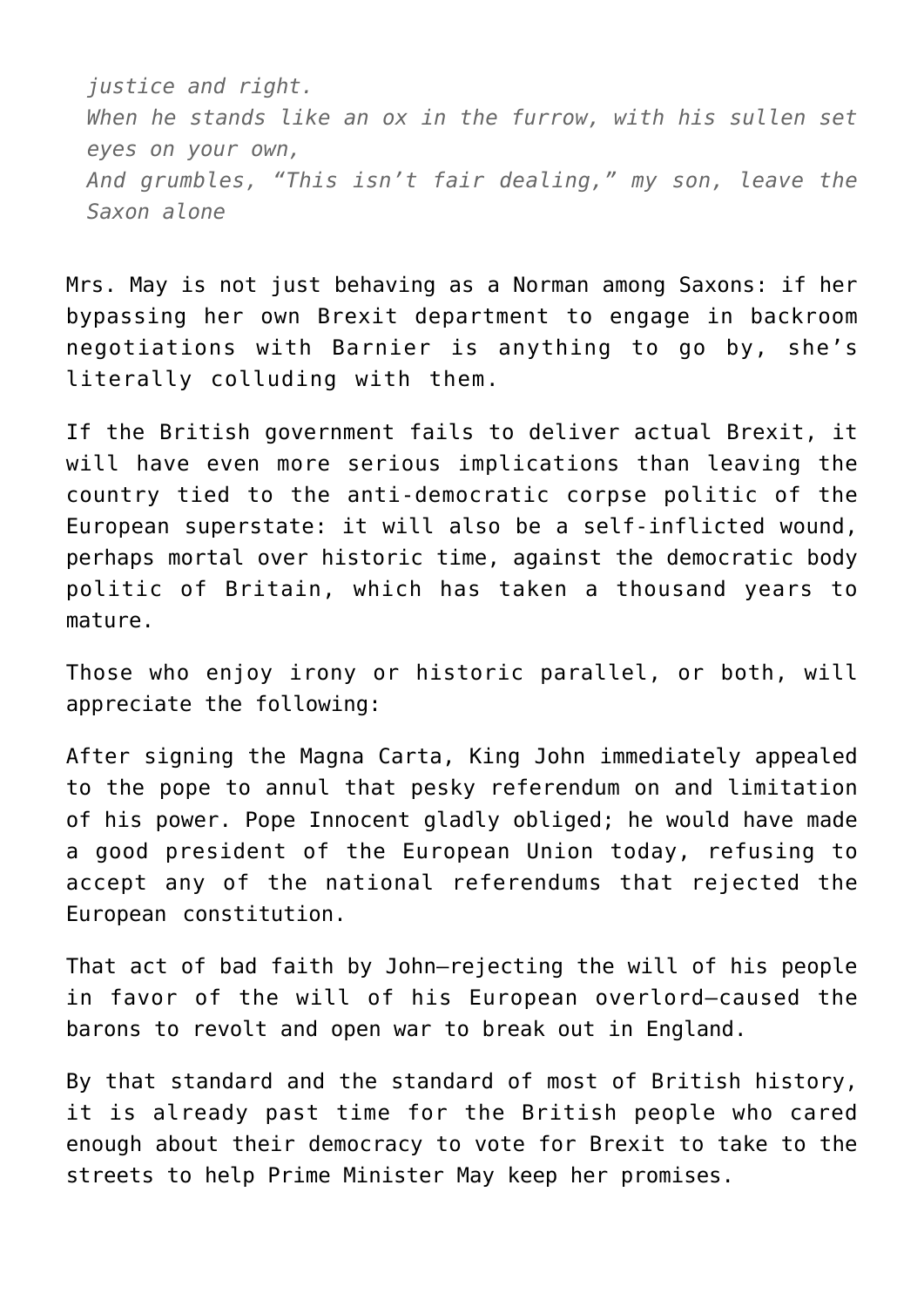*justice and right.*
*When he stands like an ox in the furrow, with his sullen set eyes on your own,*
*And grumbles, "This isn't fair dealing," my son, leave the Saxon alone*

Mrs. May is not just behaving as a Norman among Saxons: if her bypassing her own Brexit department to engage in backroom negotiations with Barnier is anything to go by, she's literally colluding with them.

If the British government fails to deliver actual Brexit, it will have even more serious implications than leaving the country tied to the anti-democratic corpse politic of the European superstate: it will also be a self-inflicted wound, perhaps mortal over historic time, against the democratic body politic of Britain, which has taken a thousand years to mature.

Those who enjoy irony or historic parallel, or both, will appreciate the following:

After signing the Magna Carta, King John immediately appealed to the pope to annul that pesky referendum on and limitation of his power. Pope Innocent gladly obliged; he would have made a good president of the European Union today, refusing to accept any of the national referendums that rejected the European constitution.

That act of bad faith by John—rejecting the will of his people in favor of the will of his European overlord—caused the barons to revolt and open war to break out in England.

By that standard and the standard of most of British history, it is already past time for the British people who cared enough about their democracy to vote for Brexit to take to the streets to help Prime Minister May keep her promises.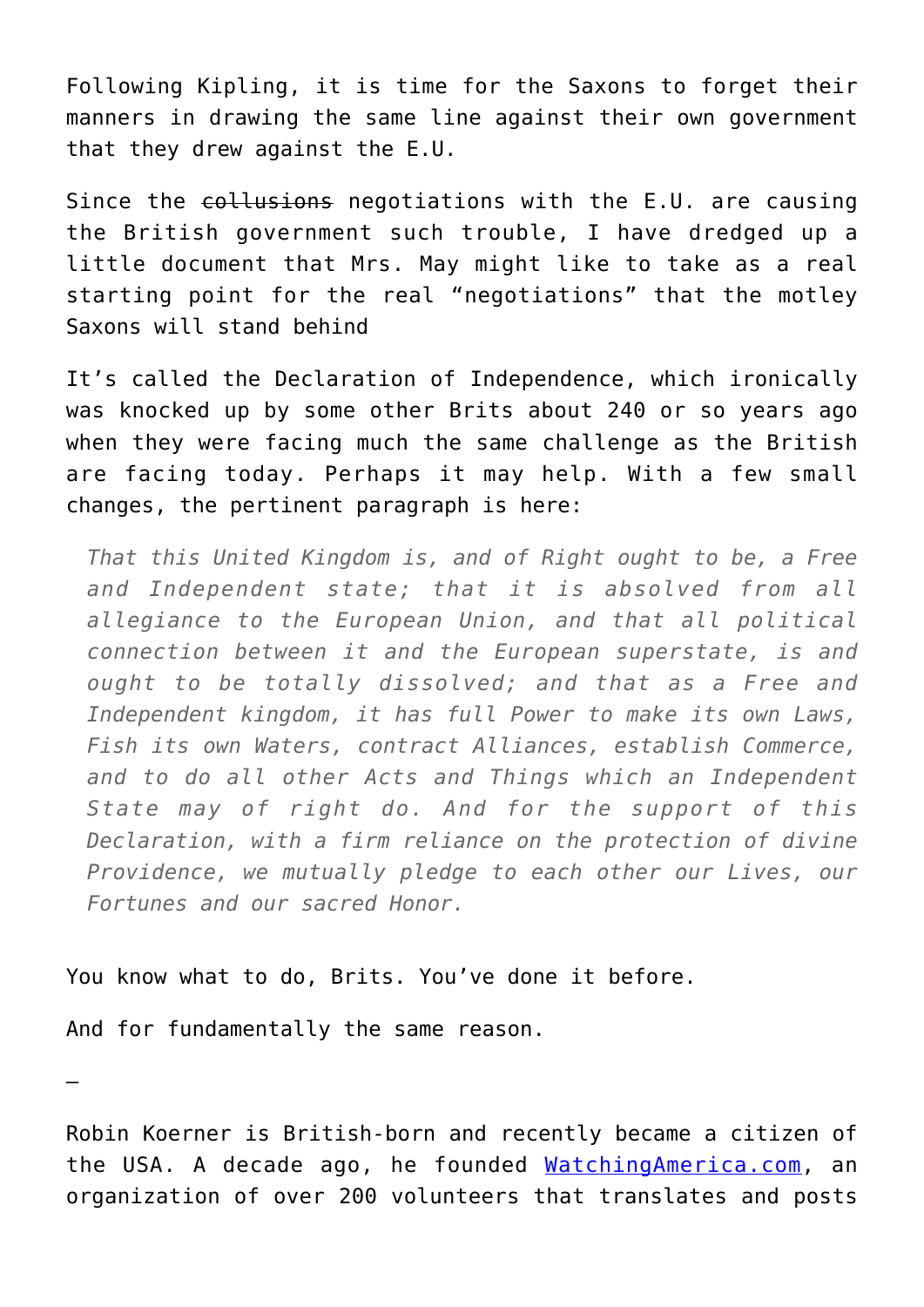Following Kipling, it is time for the Saxons to forget their manners in drawing the same line against their own government that they drew against the E.U.

Since the ~~collusions~~ negotiations with the E.U. are causing the British government such trouble, I have dredged up a little document that Mrs. May might like to take as a real starting point for the real "negotiations" that the motley Saxons will stand behind

It's called the Declaration of Independence, which ironically was knocked up by some other Brits about 240 or so years ago when they were facing much the same challenge as the British are facing today. Perhaps it may help. With a few small changes, the pertinent paragraph is here:

> *That this United Kingdom is, and of Right ought to be, a Free and Independent state; that it is absolved from all allegiance to the European Union, and that all political connection between it and the European superstate, is and ought to be totally dissolved; and that as a Free and Independent kingdom, it has full Power to make its own Laws, Fish its own Waters, contract Alliances, establish Commerce, and to do all other Acts and Things which an Independent State may of right do. And for the support of this Declaration, with a firm reliance on the protection of divine Providence, we mutually pledge to each other our Lives, our Fortunes and our sacred Honor.*

You know what to do, Brits. You've done it before.

And for fundamentally the same reason.

—

Robin Koerner is British-born and recently became a citizen of the USA. A decade ago, he founded [WatchingAmerica.com](WatchingAmerica.com), an organization of over 200 volunteers that translates and posts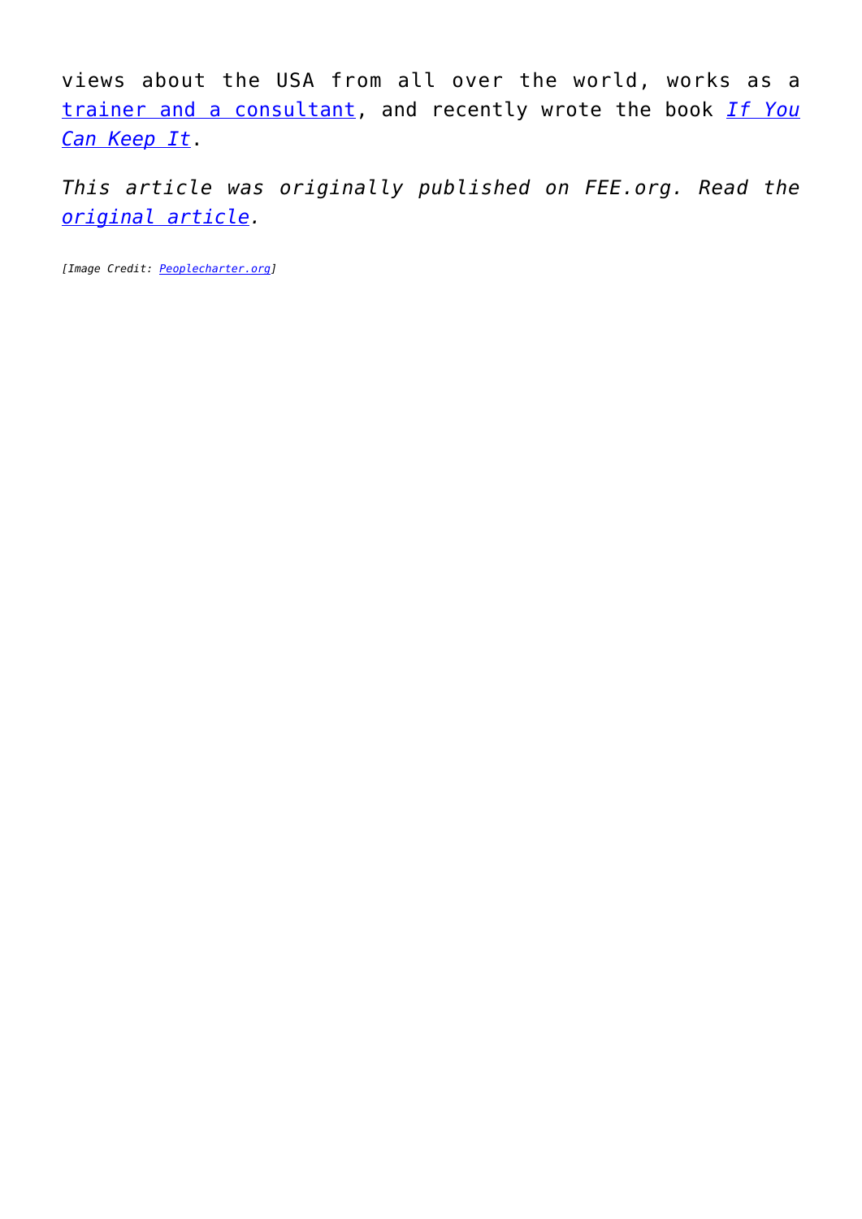views about the USA from all over the world, works as a trainer and a consultant, and recently wrote the book *If You Can Keep It*.

*This article was originally published on FEE.org. Read the original article.*

*[Image Credit: Peoplecharter.org]*